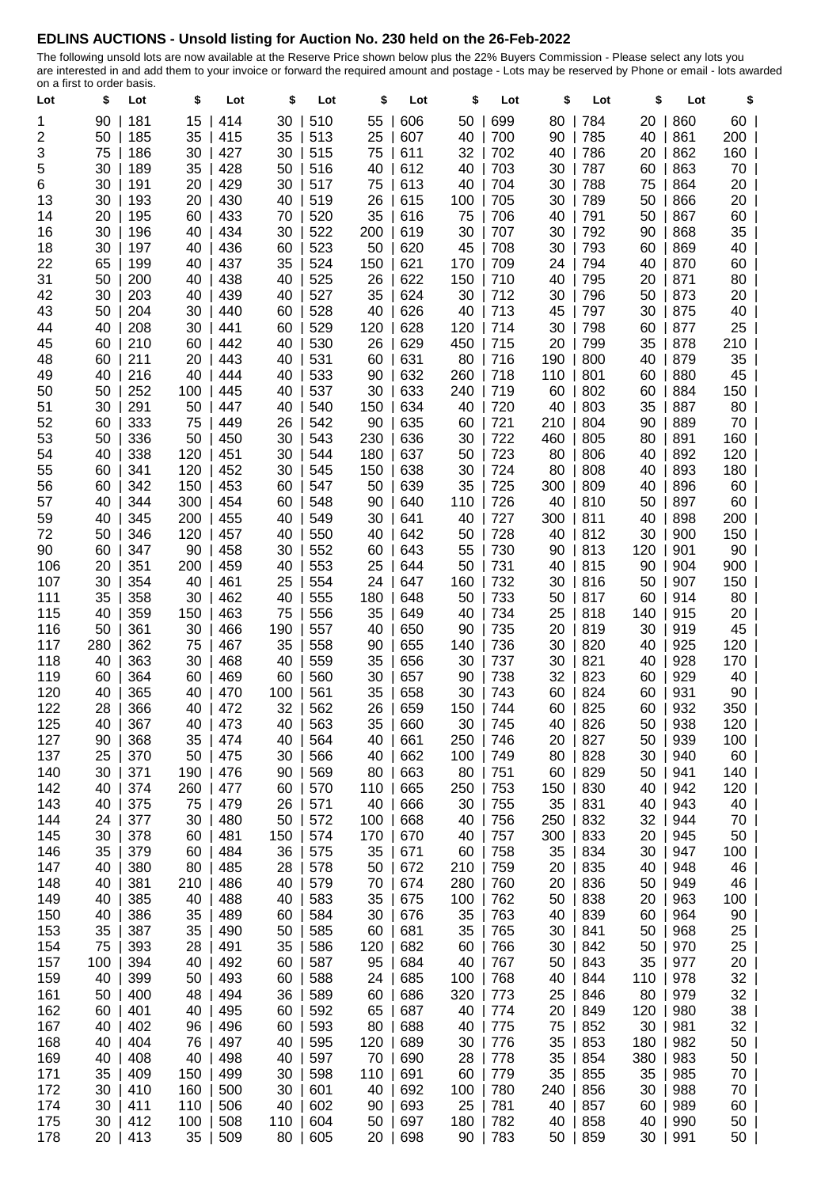## EDLINS AUCTIONS - Unsold listing for Auction No. 230 held on the 26-Feb-2022

The following unsold lots are now available at the Reserve Price shown below plus the 22% Buyers Commission - Please select any lots you are interested in and add them to your invoice or forward the required amount and postage - Lots may be reserved by Phone or email - lots awarded on a first to order basis.

| Lot | $ | Lot | $ | Lot | $ | Lot | $ | Lot | $ | Lot | $ | Lot | $ | Lot | $ |
|---|---|---|---|---|---|---|---|---|---|---|---|---|---|---|---|
| 1 | 90 | 181 | 15 | 414 | 30 | 510 | 55 | 606 | 50 | 699 | 80 | 784 | 20 | 860 | 60 |
| 2 | 50 | 185 | 35 | 415 | 35 | 513 | 25 | 607 | 40 | 700 | 90 | 785 | 40 | 861 | 200 |
| 3 | 75 | 186 | 30 | 427 | 30 | 515 | 75 | 611 | 32 | 702 | 40 | 786 | 20 | 862 | 160 |
| 5 | 30 | 189 | 35 | 428 | 50 | 516 | 40 | 612 | 40 | 703 | 30 | 787 | 60 | 863 | 70 |
| 6 | 30 | 191 | 20 | 429 | 30 | 517 | 75 | 613 | 40 | 704 | 30 | 788 | 75 | 864 | 20 |
| 13 | 30 | 193 | 20 | 430 | 40 | 519 | 26 | 615 | 100 | 705 | 30 | 789 | 50 | 866 | 20 |
| 14 | 20 | 195 | 60 | 433 | 70 | 520 | 35 | 616 | 75 | 706 | 40 | 791 | 50 | 867 | 60 |
| 16 | 30 | 196 | 40 | 434 | 30 | 522 | 200 | 619 | 30 | 707 | 30 | 792 | 90 | 868 | 35 |
| 18 | 30 | 197 | 40 | 436 | 60 | 523 | 50 | 620 | 45 | 708 | 30 | 793 | 60 | 869 | 40 |
| 22 | 65 | 199 | 40 | 437 | 35 | 524 | 150 | 621 | 170 | 709 | 24 | 794 | 40 | 870 | 60 |
| 31 | 50 | 200 | 40 | 438 | 40 | 525 | 26 | 622 | 150 | 710 | 40 | 795 | 20 | 871 | 80 |
| 42 | 30 | 203 | 40 | 439 | 40 | 527 | 35 | 624 | 30 | 712 | 30 | 796 | 50 | 873 | 20 |
| 43 | 50 | 204 | 30 | 440 | 60 | 528 | 40 | 626 | 40 | 713 | 45 | 797 | 30 | 875 | 40 |
| 44 | 40 | 208 | 30 | 441 | 60 | 529 | 120 | 628 | 120 | 714 | 30 | 798 | 60 | 877 | 25 |
| 45 | 60 | 210 | 60 | 442 | 40 | 530 | 26 | 629 | 450 | 715 | 20 | 799 | 35 | 878 | 210 |
| 48 | 60 | 211 | 20 | 443 | 40 | 531 | 60 | 631 | 80 | 716 | 190 | 800 | 40 | 879 | 35 |
| 49 | 40 | 216 | 40 | 444 | 40 | 533 | 90 | 632 | 260 | 718 | 110 | 801 | 60 | 880 | 45 |
| 50 | 50 | 252 | 100 | 445 | 40 | 537 | 30 | 633 | 240 | 719 | 60 | 802 | 60 | 884 | 150 |
| 51 | 30 | 291 | 50 | 447 | 40 | 540 | 150 | 634 | 40 | 720 | 40 | 803 | 35 | 887 | 80 |
| 52 | 60 | 333 | 75 | 449 | 26 | 542 | 90 | 635 | 60 | 721 | 210 | 804 | 90 | 889 | 70 |
| 53 | 50 | 336 | 50 | 450 | 30 | 543 | 230 | 636 | 30 | 722 | 460 | 805 | 80 | 891 | 160 |
| 54 | 40 | 338 | 120 | 451 | 30 | 544 | 180 | 637 | 50 | 723 | 80 | 806 | 40 | 892 | 120 |
| 55 | 60 | 341 | 120 | 452 | 30 | 545 | 150 | 638 | 30 | 724 | 80 | 808 | 40 | 893 | 180 |
| 56 | 60 | 342 | 150 | 453 | 60 | 547 | 50 | 639 | 35 | 725 | 300 | 809 | 40 | 896 | 60 |
| 57 | 40 | 344 | 300 | 454 | 60 | 548 | 90 | 640 | 110 | 726 | 40 | 810 | 50 | 897 | 60 |
| 59 | 40 | 345 | 200 | 455 | 40 | 549 | 30 | 641 | 40 | 727 | 300 | 811 | 40 | 898 | 200 |
| 72 | 50 | 346 | 120 | 457 | 40 | 550 | 40 | 642 | 50 | 728 | 40 | 812 | 30 | 900 | 150 |
| 90 | 60 | 347 | 90 | 458 | 30 | 552 | 60 | 643 | 55 | 730 | 90 | 813 | 120 | 901 | 90 |
| 106 | 20 | 351 | 200 | 459 | 40 | 553 | 25 | 644 | 50 | 731 | 40 | 815 | 90 | 904 | 900 |
| 107 | 30 | 354 | 40 | 461 | 25 | 554 | 24 | 647 | 160 | 732 | 30 | 816 | 50 | 907 | 150 |
| 111 | 35 | 358 | 30 | 462 | 40 | 555 | 180 | 648 | 50 | 733 | 50 | 817 | 60 | 914 | 80 |
| 115 | 40 | 359 | 150 | 463 | 75 | 556 | 35 | 649 | 40 | 734 | 25 | 818 | 140 | 915 | 20 |
| 116 | 50 | 361 | 30 | 466 | 190 | 557 | 40 | 650 | 90 | 735 | 20 | 819 | 30 | 919 | 45 |
| 117 | 280 | 362 | 75 | 467 | 35 | 558 | 90 | 655 | 140 | 736 | 30 | 820 | 40 | 925 | 120 |
| 118 | 40 | 363 | 30 | 468 | 40 | 559 | 35 | 656 | 30 | 737 | 30 | 821 | 40 | 928 | 170 |
| 119 | 60 | 364 | 60 | 469 | 60 | 560 | 30 | 657 | 90 | 738 | 32 | 823 | 60 | 929 | 40 |
| 120 | 40 | 365 | 40 | 470 | 100 | 561 | 35 | 658 | 30 | 743 | 60 | 824 | 60 | 931 | 90 |
| 122 | 28 | 366 | 40 | 472 | 32 | 562 | 26 | 659 | 150 | 744 | 60 | 825 | 60 | 932 | 350 |
| 125 | 40 | 367 | 40 | 473 | 40 | 563 | 35 | 660 | 30 | 745 | 40 | 826 | 50 | 938 | 120 |
| 127 | 90 | 368 | 35 | 474 | 40 | 564 | 40 | 661 | 250 | 746 | 20 | 827 | 50 | 939 | 100 |
| 137 | 25 | 370 | 50 | 475 | 30 | 566 | 40 | 662 | 100 | 749 | 80 | 828 | 30 | 940 | 60 |
| 140 | 30 | 371 | 190 | 476 | 90 | 569 | 80 | 663 | 80 | 751 | 60 | 829 | 50 | 941 | 140 |
| 142 | 40 | 374 | 260 | 477 | 60 | 570 | 110 | 665 | 250 | 753 | 150 | 830 | 40 | 942 | 120 |
| 143 | 40 | 375 | 75 | 479 | 26 | 571 | 40 | 666 | 30 | 755 | 35 | 831 | 40 | 943 | 40 |
| 144 | 24 | 377 | 30 | 480 | 50 | 572 | 100 | 668 | 40 | 756 | 250 | 832 | 32 | 944 | 70 |
| 145 | 30 | 378 | 60 | 481 | 150 | 574 | 170 | 670 | 40 | 757 | 300 | 833 | 20 | 945 | 50 |
| 146 | 35 | 379 | 60 | 484 | 36 | 575 | 35 | 671 | 60 | 758 | 35 | 834 | 30 | 947 | 100 |
| 147 | 40 | 380 | 80 | 485 | 28 | 578 | 50 | 672 | 210 | 759 | 20 | 835 | 40 | 948 | 46 |
| 148 | 40 | 381 | 210 | 486 | 40 | 579 | 70 | 674 | 280 | 760 | 20 | 836 | 50 | 949 | 46 |
| 149 | 40 | 385 | 40 | 488 | 40 | 583 | 35 | 675 | 100 | 762 | 50 | 838 | 20 | 963 | 100 |
| 150 | 40 | 386 | 35 | 489 | 60 | 584 | 30 | 676 | 35 | 763 | 40 | 839 | 60 | 964 | 90 |
| 153 | 35 | 387 | 35 | 490 | 50 | 585 | 60 | 681 | 35 | 765 | 30 | 841 | 50 | 968 | 25 |
| 154 | 75 | 393 | 28 | 491 | 35 | 586 | 120 | 682 | 60 | 766 | 30 | 842 | 50 | 970 | 25 |
| 157 | 100 | 394 | 40 | 492 | 60 | 587 | 95 | 684 | 40 | 767 | 50 | 843 | 35 | 977 | 20 |
| 159 | 40 | 399 | 50 | 493 | 60 | 588 | 24 | 685 | 100 | 768 | 40 | 844 | 110 | 978 | 32 |
| 161 | 50 | 400 | 48 | 494 | 36 | 589 | 60 | 686 | 320 | 773 | 25 | 846 | 80 | 979 | 32 |
| 162 | 60 | 401 | 40 | 495 | 60 | 592 | 65 | 687 | 40 | 774 | 20 | 849 | 120 | 980 | 38 |
| 167 | 40 | 402 | 96 | 496 | 60 | 593 | 80 | 688 | 40 | 775 | 75 | 852 | 30 | 981 | 32 |
| 168 | 40 | 404 | 76 | 497 | 40 | 595 | 120 | 689 | 30 | 776 | 35 | 853 | 180 | 982 | 50 |
| 169 | 40 | 408 | 40 | 498 | 40 | 597 | 70 | 690 | 28 | 778 | 35 | 854 | 380 | 983 | 50 |
| 171 | 35 | 409 | 150 | 499 | 30 | 598 | 110 | 691 | 60 | 779 | 35 | 855 | 35 | 985 | 70 |
| 172 | 30 | 410 | 160 | 500 | 30 | 601 | 40 | 692 | 100 | 780 | 240 | 856 | 30 | 988 | 70 |
| 174 | 30 | 411 | 110 | 506 | 40 | 602 | 90 | 693 | 25 | 781 | 40 | 857 | 60 | 989 | 60 |
| 175 | 30 | 412 | 100 | 508 | 110 | 604 | 50 | 697 | 180 | 782 | 40 | 858 | 40 | 990 | 50 |
| 178 | 20 | 413 | 35 | 509 | 80 | 605 | 20 | 698 | 90 | 783 | 50 | 859 | 30 | 991 | 50 |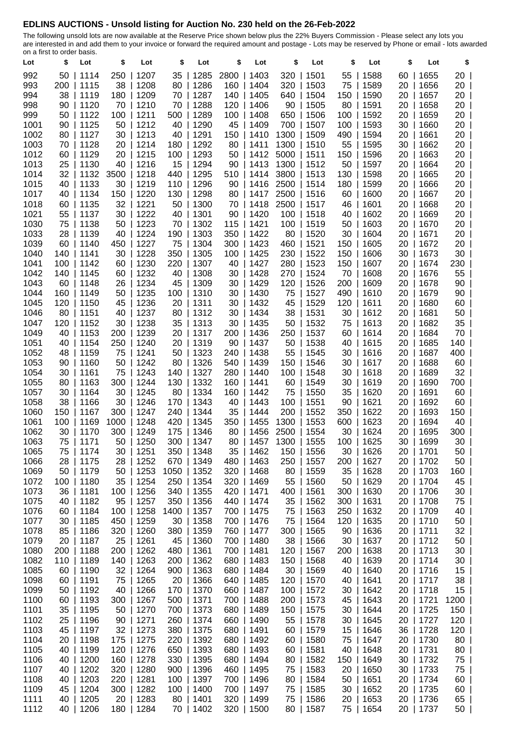## EDLINS AUCTIONS - Unsold listing for Auction No. 230 held on the 26-Feb-2022

The following unsold lots are now available at the Reserve Price shown below plus the 22% Buyers Commission - Please select any lots you are interested in and add them to your invoice or forward the required amount and postage - Lots may be reserved by Phone or email - lots awarded on a first to order basis.

| Lot | $ | Lot | $ | Lot | $ | Lot | $ | Lot | $ | Lot | $ | Lot | $ | Lot | $ |
|---|---|---|---|---|---|---|---|---|---|---|---|---|---|---|---|
| 992 | 50 | 1114 | 250 | 1207 | 35 | 1285 | 2800 | 1403 | 320 | 1501 | 55 | 1588 | 60 | 1655 | 20 |
| 993 | 200 | 1115 | 38 | 1208 | 80 | 1286 | 160 | 1404 | 320 | 1503 | 75 | 1589 | 20 | 1656 | 20 |
| 994 | 38 | 1119 | 180 | 1209 | 70 | 1287 | 140 | 1405 | 640 | 1504 | 150 | 1590 | 20 | 1657 | 20 |
| 998 | 90 | 1120 | 70 | 1210 | 70 | 1288 | 120 | 1406 | 90 | 1505 | 80 | 1591 | 20 | 1658 | 20 |
| 999 | 50 | 1122 | 100 | 1211 | 500 | 1289 | 100 | 1408 | 650 | 1506 | 100 | 1592 | 20 | 1659 | 20 |
| 1001 | 90 | 1125 | 50 | 1212 | 40 | 1290 | 45 | 1409 | 700 | 1507 | 100 | 1593 | 30 | 1660 | 20 |
| 1002 | 80 | 1127 | 30 | 1213 | 40 | 1291 | 150 | 1410 | 1300 | 1509 | 490 | 1594 | 20 | 1661 | 20 |
| 1003 | 70 | 1128 | 20 | 1214 | 180 | 1292 | 80 | 1411 | 1300 | 1510 | 55 | 1595 | 30 | 1662 | 20 |
| 1012 | 60 | 1129 | 20 | 1215 | 100 | 1293 | 50 | 1412 | 5000 | 1511 | 150 | 1596 | 20 | 1663 | 20 |
| 1013 | 25 | 1130 | 40 | 1216 | 15 | 1294 | 90 | 1413 | 1300 | 1512 | 50 | 1597 | 20 | 1664 | 20 |
| 1014 | 32 | 1132 | 3500 | 1218 | 440 | 1295 | 510 | 1414 | 3800 | 1513 | 130 | 1598 | 20 | 1665 | 20 |
| 1015 | 40 | 1133 | 30 | 1219 | 110 | 1296 | 90 | 1416 | 2500 | 1514 | 180 | 1599 | 20 | 1666 | 20 |
| 1017 | 40 | 1134 | 150 | 1220 | 130 | 1298 | 80 | 1417 | 2500 | 1516 | 60 | 1600 | 20 | 1667 | 20 |
| 1018 | 60 | 1135 | 32 | 1221 | 50 | 1300 | 70 | 1418 | 2500 | 1517 | 46 | 1601 | 20 | 1668 | 20 |
| 1021 | 55 | 1137 | 30 | 1222 | 40 | 1301 | 90 | 1420 | 100 | 1518 | 40 | 1602 | 20 | 1669 | 20 |
| 1030 | 75 | 1138 | 50 | 1223 | 70 | 1302 | 115 | 1421 | 100 | 1519 | 50 | 1603 | 20 | 1670 | 20 |
| 1033 | 28 | 1139 | 40 | 1224 | 190 | 1303 | 350 | 1422 | 80 | 1520 | 30 | 1604 | 20 | 1671 | 20 |
| 1039 | 60 | 1140 | 450 | 1227 | 75 | 1304 | 300 | 1423 | 460 | 1521 | 150 | 1605 | 20 | 1672 | 20 |
| 1040 | 140 | 1141 | 30 | 1228 | 350 | 1305 | 100 | 1425 | 230 | 1522 | 150 | 1606 | 30 | 1673 | 30 |
| 1041 | 100 | 1142 | 60 | 1230 | 220 | 1307 | 40 | 1427 | 280 | 1523 | 150 | 1607 | 20 | 1674 | 230 |
| 1042 | 140 | 1145 | 60 | 1232 | 40 | 1308 | 30 | 1428 | 270 | 1524 | 70 | 1608 | 20 | 1676 | 55 |
| 1043 | 60 | 1148 | 26 | 1234 | 45 | 1309 | 30 | 1429 | 120 | 1526 | 200 | 1609 | 20 | 1678 | 90 |
| 1044 | 160 | 1149 | 50 | 1235 | 100 | 1310 | 30 | 1430 | 75 | 1527 | 490 | 1610 | 20 | 1679 | 90 |
| 1045 | 120 | 1150 | 45 | 1236 | 20 | 1311 | 30 | 1432 | 45 | 1529 | 120 | 1611 | 20 | 1680 | 60 |
| 1046 | 80 | 1151 | 40 | 1237 | 80 | 1312 | 30 | 1434 | 38 | 1531 | 30 | 1612 | 20 | 1681 | 50 |
| 1047 | 120 | 1152 | 30 | 1238 | 35 | 1313 | 30 | 1435 | 50 | 1532 | 75 | 1613 | 20 | 1682 | 35 |
| 1049 | 40 | 1153 | 200 | 1239 | 20 | 1317 | 200 | 1436 | 250 | 1537 | 60 | 1614 | 20 | 1684 | 70 |
| 1051 | 40 | 1154 | 250 | 1240 | 20 | 1319 | 90 | 1437 | 50 | 1538 | 40 | 1615 | 20 | 1685 | 140 |
| 1052 | 48 | 1159 | 75 | 1241 | 50 | 1323 | 240 | 1438 | 55 | 1545 | 30 | 1616 | 20 | 1687 | 400 |
| 1053 | 90 | 1160 | 50 | 1242 | 80 | 1326 | 540 | 1439 | 150 | 1546 | 30 | 1617 | 20 | 1688 | 60 |
| 1054 | 30 | 1161 | 75 | 1243 | 140 | 1327 | 280 | 1440 | 100 | 1548 | 30 | 1618 | 20 | 1689 | 32 |
| 1055 | 80 | 1163 | 300 | 1244 | 130 | 1332 | 160 | 1441 | 60 | 1549 | 30 | 1619 | 20 | 1690 | 700 |
| 1057 | 30 | 1164 | 30 | 1245 | 80 | 1334 | 160 | 1442 | 75 | 1550 | 35 | 1620 | 20 | 1691 | 60 |
| 1058 | 38 | 1166 | 30 | 1246 | 170 | 1343 | 40 | 1443 | 100 | 1551 | 90 | 1621 | 20 | 1692 | 60 |
| 1060 | 150 | 1167 | 300 | 1247 | 240 | 1344 | 35 | 1444 | 200 | 1552 | 350 | 1622 | 20 | 1693 | 150 |
| 1061 | 100 | 1169 | 1000 | 1248 | 420 | 1345 | 350 | 1455 | 1300 | 1553 | 600 | 1623 | 20 | 1694 | 40 |
| 1062 | 30 | 1170 | 300 | 1249 | 175 | 1346 | 80 | 1456 | 2500 | 1554 | 30 | 1624 | 20 | 1695 | 300 |
| 1063 | 75 | 1171 | 50 | 1250 | 300 | 1347 | 80 | 1457 | 1300 | 1555 | 100 | 1625 | 30 | 1699 | 30 |
| 1065 | 75 | 1174 | 30 | 1251 | 350 | 1348 | 35 | 1462 | 150 | 1556 | 30 | 1626 | 20 | 1701 | 50 |
| 1066 | 28 | 1175 | 28 | 1252 | 670 | 1349 | 480 | 1463 | 250 | 1557 | 200 | 1627 | 20 | 1702 | 50 |
| 1069 | 50 | 1179 | 50 | 1253 | 1050 | 1352 | 320 | 1468 | 80 | 1559 | 35 | 1628 | 20 | 1703 | 160 |
| 1072 | 100 | 1180 | 35 | 1254 | 250 | 1354 | 320 | 1469 | 55 | 1560 | 50 | 1629 | 20 | 1704 | 45 |
| 1073 | 36 | 1181 | 100 | 1256 | 340 | 1355 | 420 | 1471 | 400 | 1561 | 300 | 1630 | 20 | 1706 | 30 |
| 1075 | 40 | 1182 | 95 | 1257 | 350 | 1356 | 440 | 1474 | 35 | 1562 | 300 | 1631 | 20 | 1708 | 75 |
| 1076 | 60 | 1184 | 100 | 1258 | 1400 | 1357 | 700 | 1475 | 75 | 1563 | 250 | 1632 | 20 | 1709 | 40 |
| 1077 | 30 | 1185 | 450 | 1259 | 30 | 1358 | 700 | 1476 | 75 | 1564 | 120 | 1635 | 20 | 1710 | 50 |
| 1078 | 85 | 1186 | 320 | 1260 | 380 | 1359 | 760 | 1477 | 300 | 1565 | 90 | 1636 | 20 | 1711 | 32 |
| 1079 | 20 | 1187 | 25 | 1261 | 45 | 1360 | 700 | 1480 | 38 | 1566 | 30 | 1637 | 20 | 1712 | 50 |
| 1080 | 200 | 1188 | 200 | 1262 | 480 | 1361 | 700 | 1481 | 120 | 1567 | 200 | 1638 | 20 | 1713 | 30 |
| 1082 | 110 | 1189 | 140 | 1263 | 200 | 1362 | 680 | 1483 | 150 | 1568 | 40 | 1639 | 20 | 1714 | 30 |
| 1085 | 60 | 1190 | 32 | 1264 | 900 | 1363 | 680 | 1484 | 30 | 1569 | 40 | 1640 | 20 | 1716 | 15 |
| 1098 | 60 | 1191 | 75 | 1265 | 20 | 1366 | 640 | 1485 | 120 | 1570 | 40 | 1641 | 20 | 1717 | 38 |
| 1099 | 50 | 1192 | 40 | 1266 | 170 | 1370 | 660 | 1487 | 100 | 1572 | 30 | 1642 | 20 | 1718 | 15 |
| 1100 | 60 | 1193 | 300 | 1267 | 500 | 1371 | 700 | 1488 | 200 | 1573 | 45 | 1643 | 20 | 1721 | 1200 |
| 1101 | 35 | 1195 | 50 | 1270 | 700 | 1373 | 680 | 1489 | 150 | 1575 | 30 | 1644 | 20 | 1725 | 150 |
| 1102 | 25 | 1196 | 90 | 1271 | 260 | 1374 | 660 | 1490 | 55 | 1578 | 30 | 1645 | 20 | 1727 | 120 |
| 1103 | 45 | 1197 | 32 | 1273 | 380 | 1375 | 680 | 1491 | 60 | 1579 | 15 | 1646 | 36 | 1728 | 120 |
| 1104 | 20 | 1198 | 175 | 1275 | 220 | 1392 | 680 | 1492 | 60 | 1580 | 75 | 1647 | 20 | 1730 | 80 |
| 1105 | 40 | 1199 | 120 | 1276 | 650 | 1393 | 680 | 1493 | 60 | 1581 | 40 | 1648 | 20 | 1731 | 80 |
| 1106 | 40 | 1200 | 160 | 1278 | 330 | 1395 | 680 | 1494 | 80 | 1582 | 150 | 1649 | 30 | 1732 | 75 |
| 1107 | 40 | 1202 | 320 | 1280 | 900 | 1396 | 460 | 1495 | 75 | 1583 | 20 | 1650 | 30 | 1733 | 75 |
| 1108 | 40 | 1203 | 220 | 1281 | 100 | 1397 | 700 | 1496 | 80 | 1584 | 50 | 1651 | 20 | 1734 | 60 |
| 1109 | 45 | 1204 | 300 | 1282 | 100 | 1400 | 700 | 1497 | 75 | 1585 | 30 | 1652 | 20 | 1735 | 60 |
| 1111 | 40 | 1205 | 20 | 1283 | 80 | 1401 | 320 | 1499 | 75 | 1586 | 20 | 1653 | 20 | 1736 | 65 |
| 1112 | 40 | 1206 | 180 | 1284 | 70 | 1402 | 320 | 1500 | 80 | 1587 | 75 | 1654 | 20 | 1737 | 50 |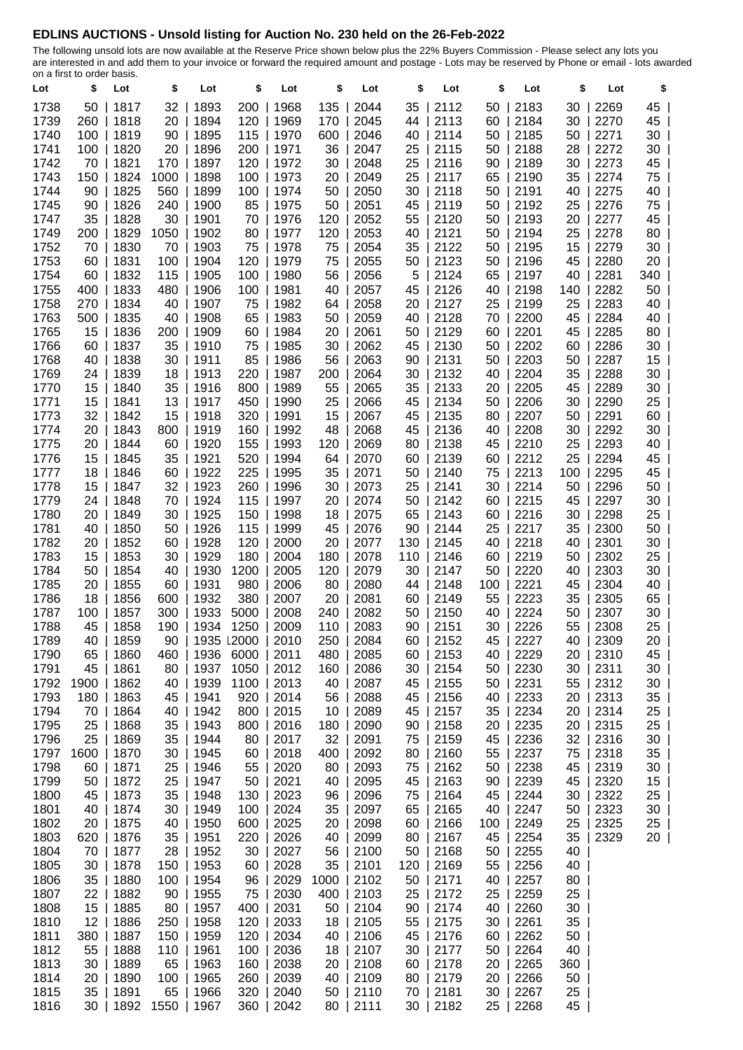## EDLINS AUCTIONS - Unsold listing for Auction No. 230 held on the 26-Feb-2022

The following unsold lots are now available at the Reserve Price shown below plus the 22% Buyers Commission - Please select any lots you are interested in and add them to your invoice or forward the required amount and postage - Lots may be reserved by Phone or email - lots awarded on a first to order basis.

| Lot | $ | Lot | $ | Lot | $ | Lot | $ | Lot | $ | Lot | $ | Lot | $ | Lot | $ |
|---|---|---|---|---|---|---|---|---|---|---|---|---|---|---|---|
| 1738 | 50 | 1817 | 32 | 1893 | 200 | 1968 | 135 | 2044 | 35 | 2112 | 50 | 2183 | 30 | 2269 | 45 |
| 1739 | 260 | 1818 | 20 | 1894 | 120 | 1969 | 170 | 2045 | 44 | 2113 | 60 | 2184 | 30 | 2270 | 45 |
| 1740 | 100 | 1819 | 90 | 1895 | 115 | 1970 | 600 | 2046 | 40 | 2114 | 50 | 2185 | 50 | 2271 | 30 |
| 1741 | 100 | 1820 | 20 | 1896 | 200 | 1971 | 36 | 2047 | 25 | 2115 | 50 | 2188 | 28 | 2272 | 30 |
| 1742 | 70 | 1821 | 170 | 1897 | 120 | 1972 | 30 | 2048 | 25 | 2116 | 90 | 2189 | 30 | 2273 | 45 |
| 1743 | 150 | 1824 | 1000 | 1898 | 100 | 1973 | 20 | 2049 | 25 | 2117 | 65 | 2190 | 35 | 2274 | 75 |
| 1744 | 90 | 1825 | 560 | 1899 | 100 | 1974 | 50 | 2050 | 30 | 2118 | 50 | 2191 | 40 | 2275 | 40 |
| 1745 | 90 | 1826 | 240 | 1900 | 85 | 1975 | 50 | 2051 | 45 | 2119 | 50 | 2192 | 25 | 2276 | 75 |
| 1747 | 35 | 1828 | 30 | 1901 | 70 | 1976 | 120 | 2052 | 55 | 2120 | 50 | 2193 | 20 | 2277 | 45 |
| 1749 | 200 | 1829 | 1050 | 1902 | 80 | 1977 | 120 | 2053 | 40 | 2121 | 50 | 2194 | 25 | 2278 | 80 |
| 1752 | 70 | 1830 | 70 | 1903 | 75 | 1978 | 75 | 2054 | 35 | 2122 | 50 | 2195 | 15 | 2279 | 30 |
| 1753 | 60 | 1831 | 100 | 1904 | 120 | 1979 | 75 | 2055 | 50 | 2123 | 50 | 2196 | 45 | 2280 | 20 |
| 1754 | 60 | 1832 | 115 | 1905 | 100 | 1980 | 56 | 2056 | 5 | 2124 | 65 | 2197 | 40 | 2281 | 340 |
| 1755 | 400 | 1833 | 480 | 1906 | 100 | 1981 | 40 | 2057 | 45 | 2126 | 40 | 2198 | 140 | 2282 | 50 |
| 1758 | 270 | 1834 | 40 | 1907 | 75 | 1982 | 64 | 2058 | 20 | 2127 | 25 | 2199 | 25 | 2283 | 40 |
| 1763 | 500 | 1835 | 40 | 1908 | 65 | 1983 | 50 | 2059 | 40 | 2128 | 70 | 2200 | 45 | 2284 | 40 |
| 1765 | 15 | 1836 | 200 | 1909 | 60 | 1984 | 20 | 2061 | 50 | 2129 | 60 | 2201 | 45 | 2285 | 80 |
| 1766 | 60 | 1837 | 35 | 1910 | 75 | 1985 | 30 | 2062 | 45 | 2130 | 50 | 2202 | 60 | 2286 | 30 |
| 1768 | 40 | 1838 | 30 | 1911 | 85 | 1986 | 56 | 2063 | 90 | 2131 | 50 | 2203 | 50 | 2287 | 15 |
| 1769 | 24 | 1839 | 18 | 1913 | 220 | 1987 | 200 | 2064 | 30 | 2132 | 40 | 2204 | 35 | 2288 | 30 |
| 1770 | 15 | 1840 | 35 | 1916 | 800 | 1989 | 55 | 2065 | 35 | 2133 | 20 | 2205 | 45 | 2289 | 30 |
| 1771 | 15 | 1841 | 13 | 1917 | 450 | 1990 | 25 | 2066 | 45 | 2134 | 50 | 2206 | 30 | 2290 | 25 |
| 1773 | 32 | 1842 | 15 | 1918 | 320 | 1991 | 15 | 2067 | 45 | 2135 | 80 | 2207 | 50 | 2291 | 60 |
| 1774 | 20 | 1843 | 800 | 1919 | 160 | 1992 | 48 | 2068 | 45 | 2136 | 40 | 2208 | 30 | 2292 | 30 |
| 1775 | 20 | 1844 | 60 | 1920 | 155 | 1993 | 120 | 2069 | 80 | 2138 | 45 | 2210 | 25 | 2293 | 40 |
| 1776 | 15 | 1845 | 35 | 1921 | 520 | 1994 | 64 | 2070 | 60 | 2139 | 60 | 2212 | 25 | 2294 | 45 |
| 1777 | 18 | 1846 | 60 | 1922 | 225 | 1995 | 35 | 2071 | 50 | 2140 | 75 | 2213 | 100 | 2295 | 45 |
| 1778 | 15 | 1847 | 32 | 1923 | 260 | 1996 | 30 | 2073 | 25 | 2141 | 30 | 2214 | 50 | 2296 | 50 |
| 1779 | 24 | 1848 | 70 | 1924 | 115 | 1997 | 20 | 2074 | 50 | 2142 | 60 | 2215 | 45 | 2297 | 30 |
| 1780 | 20 | 1849 | 30 | 1925 | 150 | 1998 | 18 | 2075 | 65 | 2143 | 60 | 2216 | 30 | 2298 | 25 |
| 1781 | 40 | 1850 | 50 | 1926 | 115 | 1999 | 45 | 2076 | 90 | 2144 | 25 | 2217 | 35 | 2300 | 50 |
| 1782 | 20 | 1852 | 60 | 1928 | 120 | 2000 | 20 | 2077 | 130 | 2145 | 40 | 2218 | 40 | 2301 | 30 |
| 1783 | 15 | 1853 | 30 | 1929 | 180 | 2004 | 180 | 2078 | 110 | 2146 | 60 | 2219 | 50 | 2302 | 25 |
| 1784 | 50 | 1854 | 40 | 1930 | 1200 | 2005 | 120 | 2079 | 30 | 2147 | 50 | 2220 | 40 | 2303 | 30 |
| 1785 | 20 | 1855 | 60 | 1931 | 980 | 2006 | 80 | 2080 | 44 | 2148 | 100 | 2221 | 45 | 2304 | 40 |
| 1786 | 18 | 1856 | 600 | 1932 | 380 | 2007 | 20 | 2081 | 60 | 2149 | 55 | 2223 | 35 | 2305 | 65 |
| 1787 | 100 | 1857 | 300 | 1933 | 5000 | 2008 | 240 | 2082 | 50 | 2150 | 40 | 2224 | 50 | 2307 | 30 |
| 1788 | 45 | 1858 | 190 | 1934 | 1250 | 2009 | 110 | 2083 | 90 | 2151 | 30 | 2226 | 55 | 2308 | 25 |
| 1789 | 40 | 1859 | 90 | 1935 | 12000 | 2010 | 250 | 2084 | 60 | 2152 | 45 | 2227 | 40 | 2309 | 20 |
| 1790 | 65 | 1860 | 460 | 1936 | 6000 | 2011 | 480 | 2085 | 60 | 2153 | 40 | 2229 | 20 | 2310 | 45 |
| 1791 | 45 | 1861 | 80 | 1937 | 1050 | 2012 | 160 | 2086 | 30 | 2154 | 50 | 2230 | 30 | 2311 | 30 |
| 1792 | 1900 | 1862 | 40 | 1939 | 1100 | 2013 | 40 | 2087 | 45 | 2155 | 50 | 2231 | 55 | 2312 | 30 |
| 1793 | 180 | 1863 | 45 | 1941 | 920 | 2014 | 56 | 2088 | 45 | 2156 | 40 | 2233 | 20 | 2313 | 35 |
| 1794 | 70 | 1864 | 40 | 1942 | 800 | 2015 | 10 | 2089 | 45 | 2157 | 35 | 2234 | 20 | 2314 | 25 |
| 1795 | 25 | 1868 | 35 | 1943 | 800 | 2016 | 180 | 2090 | 90 | 2158 | 20 | 2235 | 20 | 2315 | 25 |
| 1796 | 25 | 1869 | 35 | 1944 | 80 | 2017 | 32 | 2091 | 75 | 2159 | 45 | 2236 | 32 | 2316 | 30 |
| 1797 | 1600 | 1870 | 30 | 1945 | 60 | 2018 | 400 | 2092 | 80 | 2160 | 55 | 2237 | 75 | 2318 | 35 |
| 1798 | 60 | 1871 | 25 | 1946 | 55 | 2020 | 80 | 2093 | 75 | 2162 | 50 | 2238 | 45 | 2319 | 30 |
| 1799 | 50 | 1872 | 25 | 1947 | 50 | 2021 | 40 | 2095 | 45 | 2163 | 90 | 2239 | 45 | 2320 | 15 |
| 1800 | 45 | 1873 | 35 | 1948 | 130 | 2023 | 96 | 2096 | 75 | 2164 | 45 | 2244 | 30 | 2322 | 25 |
| 1801 | 40 | 1874 | 30 | 1949 | 100 | 2024 | 35 | 2097 | 65 | 2165 | 40 | 2247 | 50 | 2323 | 30 |
| 1802 | 20 | 1875 | 40 | 1950 | 600 | 2025 | 20 | 2098 | 60 | 2166 | 100 | 2249 | 25 | 2325 | 25 |
| 1803 | 620 | 1876 | 35 | 1951 | 220 | 2026 | 40 | 2099 | 80 | 2167 | 45 | 2254 | 35 | 2329 | 20 |
| 1804 | 70 | 1877 | 28 | 1952 | 30 | 2027 | 56 | 2100 | 50 | 2168 | 50 | 2255 | 40 | | |
| 1805 | 30 | 1878 | 150 | 1953 | 60 | 2028 | 35 | 2101 | 120 | 2169 | 55 | 2256 | 40 | | |
| 1806 | 35 | 1880 | 100 | 1954 | 96 | 2029 | 1000 | 2102 | 50 | 2171 | 40 | 2257 | 80 | | |
| 1807 | 22 | 1882 | 90 | 1955 | 75 | 2030 | 400 | 2103 | 25 | 2172 | 25 | 2259 | 25 | | |
| 1808 | 15 | 1885 | 80 | 1957 | 400 | 2031 | 50 | 2104 | 90 | 2174 | 40 | 2260 | 30 | | |
| 1810 | 12 | 1886 | 250 | 1958 | 120 | 2033 | 18 | 2105 | 55 | 2175 | 30 | 2261 | 35 | | |
| 1811 | 380 | 1887 | 150 | 1959 | 120 | 2034 | 40 | 2106 | 45 | 2176 | 60 | 2262 | 50 | | |
| 1812 | 55 | 1888 | 110 | 1961 | 100 | 2036 | 18 | 2107 | 30 | 2177 | 50 | 2264 | 40 | | |
| 1813 | 30 | 1889 | 65 | 1963 | 160 | 2038 | 20 | 2108 | 60 | 2178 | 20 | 2265 | 360 | | |
| 1814 | 20 | 1890 | 100 | 1965 | 260 | 2039 | 40 | 2109 | 80 | 2179 | 20 | 2266 | 50 | | |
| 1815 | 35 | 1891 | 65 | 1966 | 320 | 2040 | 50 | 2110 | 70 | 2181 | 30 | 2267 | 25 | | |
| 1816 | 30 | 1892 | 1550 | 1967 | 360 | 2042 | 80 | 2111 | 30 | 2182 | 25 | 2268 | 45 | | |